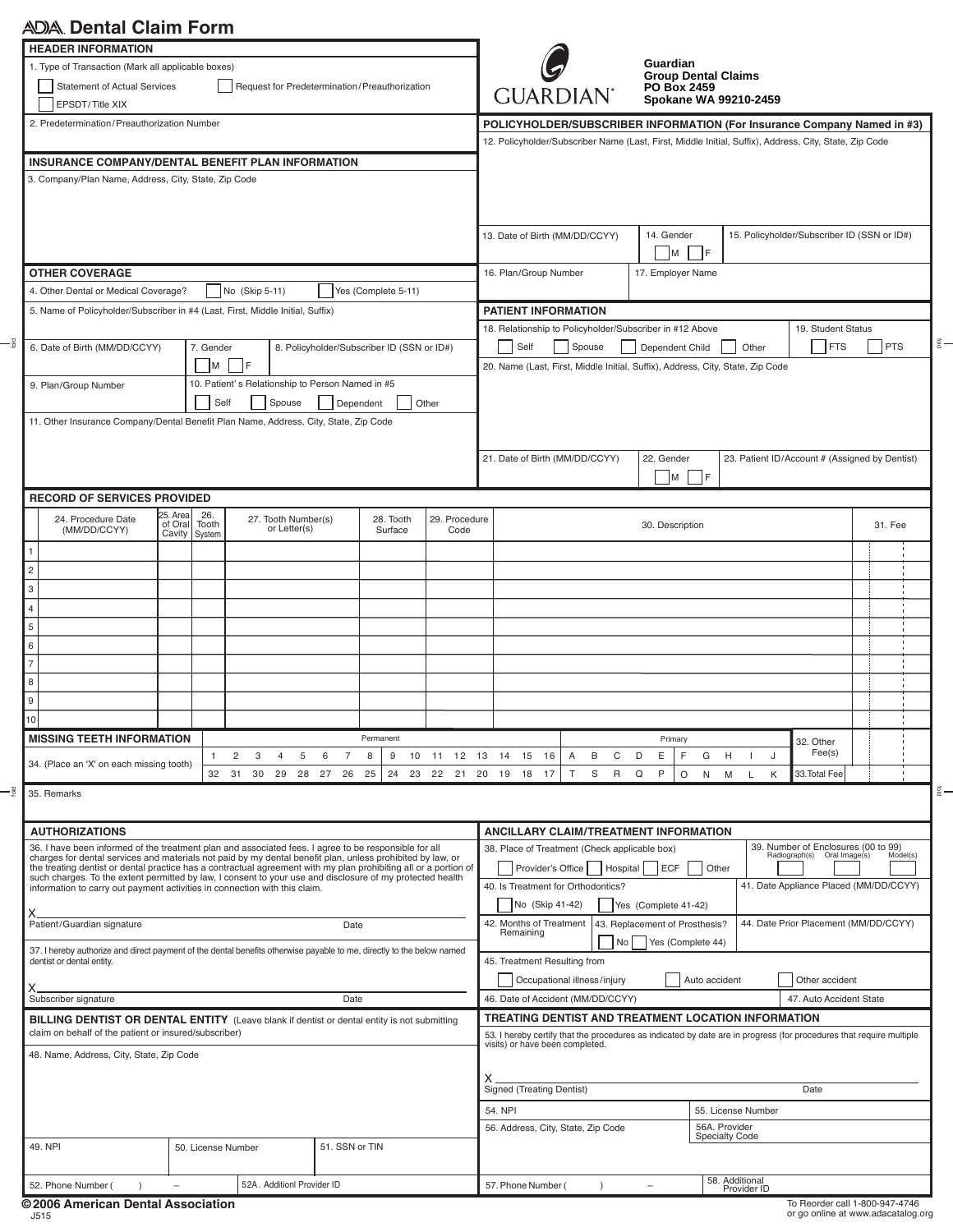# ADA Dental Claim Form

**Guardian**
**Group Dental Claims**
**PO Box 2459**
**Spokane WA 99210-2459**

## HEADER INFORMATION

1. Type of Transaction (Mark all applicable boxes)

- [ ] Statement of Actual Services
- [ ] Request for Predetermination/Preauthorization
- [ ] EPSDT/Title XIX

2. Predetermination/Preauthorization Number

## INSURANCE COMPANY/DENTAL BENEFIT PLAN INFORMATION

3. Company/Plan Name, Address, City, State, Zip Code

## OTHER COVERAGE

4. Other Dental or Medical Coverage? [ ] No (Skip 5-11) [ ] Yes (Complete 5-11)

5. Name of Policyholder/Subscriber in #4 (Last, First, Middle Initial, Suffix)

6. Date of Birth (MM/DD/CCYY)

7. Gender [ ] M [ ] F

8. Policyholder/Subscriber ID (SSN or ID#)

9. Plan/Group Number

10. Patient's Relationship to Person Named in #5 [ ] Self [ ] Spouse [ ] Dependent [ ] Other

11. Other Insurance Company/Dental Benefit Plan Name, Address, City, State, Zip Code

## POLICYHOLDER/SUBSCRIBER INFORMATION (For Insurance Company Named in #3)

12. Policyholder/Subscriber Name (Last, First, Middle Initial, Suffix), Address, City, State, Zip Code

13. Date of Birth (MM/DD/CCYY)

14. Gender [ ] M [ ] F

15. Policyholder/Subscriber ID (SSN or ID#)

16. Plan/Group Number

17. Employer Name

## PATIENT INFORMATION

18. Relationship to Policyholder/Subscriber in #12 Above [ ] Self [ ] Spouse [ ] Dependent Child [ ] Other

19. Student Status [ ] FTS [ ] PTS

20. Name (Last, First, Middle Initial, Suffix), Address, City, State, Zip Code

21. Date of Birth (MM/DD/CCYY)

22. Gender [ ] M [ ] F

23. Patient ID/Account # (Assigned by Dentist)

## RECORD OF SERVICES PROVIDED

| | 24. Procedure Date (MM/DD/CCYY) | 25. Area of Oral Cavity | 26. Tooth System | 27. Tooth Number(s) or Letter(s) | 28. Tooth Surface | 29. Procedure Code | 30. Description | 31. Fee |
|---|---|---|---|---|---|---|---|---|
| 1 | | | | | | | | |
| 2 | | | | | | | | |
| 3 | | | | | | | | |
| 4 | | | | | | | | |
| 5 | | | | | | | | |
| 6 | | | | | | | | |
| 7 | | | | | | | | |
| 8 | | | | | | | | |
| 9 | | | | | | | | |
| 10 | | | | | | | | |

## MISSING TEETH INFORMATION

34. (Place an 'X' on each missing tooth)

| Permanent | | | | | | | | | | | | | | | | Primary | | | | | | | | | |
|---|---|---|---|---|---|---|---|---|---|---|---|---|---|---|---|---|---|---|---|---|---|---|---|---|---|
| 1 | 2 | 3 | 4 | 5 | 6 | 7 | 8 | 9 | 10 | 11 | 12 | 13 | 14 | 15 | 16 | A | B | C | D | E | F | G | H | I | J |
| 32 | 31 | 30 | 29 | 28 | 27 | 26 | 25 | 24 | 23 | 22 | 21 | 20 | 19 | 18 | 17 | T | S | R | Q | P | O | N | M | L | K |

32. Other Fee(s)

33. Total Fee

35. Remarks

## AUTHORIZATIONS

36. I have been informed of the treatment plan and associated fees. I agree to be responsible for all charges for dental services and materials not paid by my dental benefit plan, unless prohibited by law, or the treating dentist or dental practice has a contractual agreement with my plan prohibiting all or a portion of such charges. To the extent permitted by law, I consent to your use and disclosure of my protected health information to carry out payment activities in connection with this claim.

X ____________________
Patient/Guardian signature — Date

37. I hereby authorize and direct payment of the dental benefits otherwise payable to me, directly to the below named dentist or dental entity.

X ____________________
Subscriber signature — Date

## ANCILLARY CLAIM/TREATMENT INFORMATION

38. Place of Treatment (Check applicable box) [ ] Provider's Office [ ] Hospital [ ] ECF [ ] Other

39. Number of Enclosures (00 to 99) Radiograph(s) Oral Image(s) Model(s)

40. Is Treatment for Orthodontics? [ ] No (Skip 41-42) [ ] Yes (Complete 41-42)

41. Date Appliance Placed (MM/DD/CCYY)

42. Months of Treatment Remaining

43. Replacement of Prosthesis? [ ] No [ ] Yes (Complete 44)

44. Date Prior Placement (MM/DD/CCYY)

45. Treatment Resulting from [ ] Occupational illness/injury [ ] Auto accident [ ] Other accident

46. Date of Accident (MM/DD/CCYY)

47. Auto Accident State

## BILLING DENTIST OR DENTAL ENTITY (Leave blank if dentist or dental entity is not submitting claim on behalf of the patient or insured/subscriber)

48. Name, Address, City, State, Zip Code

49. NPI

50. License Number

51. SSN or TIN

52. Phone Number ( ) –

52A. Additionl Provider ID

## TREATING DENTIST AND TREATMENT LOCATION INFORMATION

53. I hereby certify that the procedures as indicated by date are in progress (for procedures that require multiple visits) or have been completed.

X ____________________
Signed (Treating Dentist) — Date

54. NPI

55. License Number

56. Address, City, State, Zip Code

56A. Provider Specialty Code

57. Phone Number ( ) –

58. Additional Provider ID

© 2006 American Dental Association
J515

To Reorder call 1-800-947-4746
or go online at www.adacatalog.org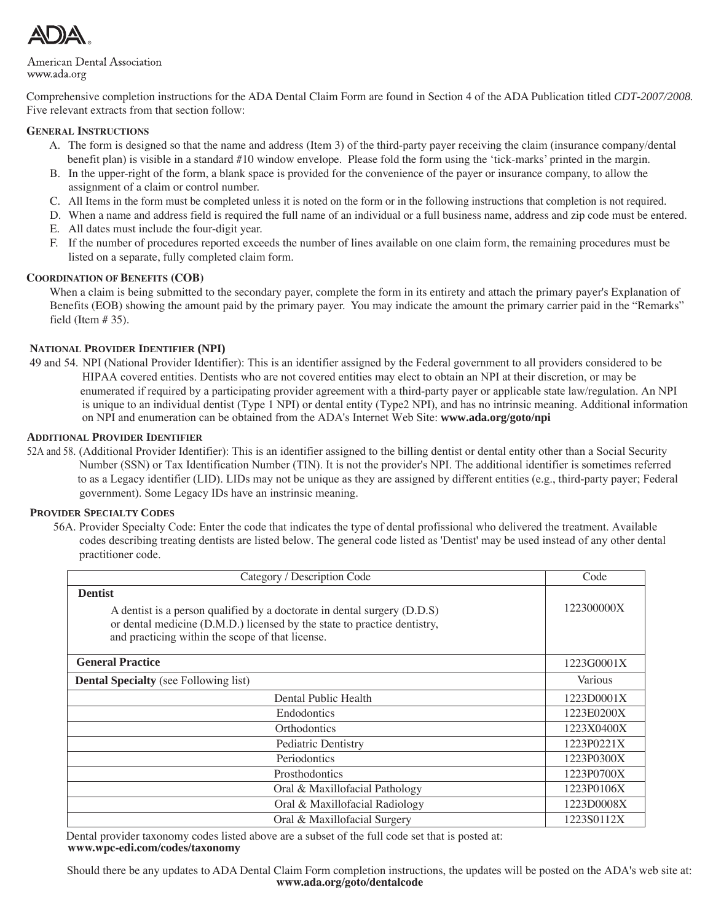ADA®

American Dental Association
www.ada.org

Comprehensive completion instructions for the ADA Dental Claim Form are found in Section 4 of the ADA Publication titled *CDT-2007/2008.* Five relevant extracts from that section follow:

## General Instructions

A. The form is designed so that the name and address (Item 3) of the third-party payer receiving the claim (insurance company/dental benefit plan) is visible in a standard #10 window envelope. Please fold the form using the 'tick-marks' printed in the margin.

B. In the upper-right of the form, a blank space is provided for the convenience of the payer or insurance company, to allow the assignment of a claim or control number.

C. All Items in the form must be completed unless it is noted on the form or in the following instructions that completion is not required.

D. When a name and address field is required the full name of an individual or a full business name, address and zip code must be entered.

E. All dates must include the four-digit year.

F. If the number of procedures reported exceeds the number of lines available on one claim form, the remaining procedures must be listed on a separate, fully completed claim form.

## Coordination of Benefits (COB)

When a claim is being submitted to the secondary payer, complete the form in its entirety and attach the primary payer's Explanation of Benefits (EOB) showing the amount paid by the primary payer. You may indicate the amount the primary carrier paid in the "Remarks" field (Item # 35).

## National Provider Identifier (NPI)

49 and 54. NPI (National Provider Identifier): This is an identifier assigned by the Federal government to all providers considered to be HIPAA covered entities. Dentists who are not covered entities may elect to obtain an NPI at their discretion, or may be enumerated if required by a participating provider agreement with a third-party payer or applicable state law/regulation. An NPI is unique to an individual dentist (Type 1 NPI) or dental entity (Type2 NPI), and has no intrinsic meaning. Additional information on NPI and enumeration can be obtained from the ADA's Internet Web Site: **www.ada.org/goto/npi**

## Additional Provider Identifier

52A and 58. (Additional Provider Identifier): This is an identifier assigned to the billing dentist or dental entity other than a Social Security Number (SSN) or Tax Identification Number (TIN). It is not the provider's NPI. The additional identifier is sometimes referred to as a Legacy identifier (LID). LIDs may not be unique as they are assigned by different entities (e.g., third-party payer; Federal government). Some Legacy IDs have an instrinsic meaning.

## Provider Specialty Codes

56A. Provider Specialty Code: Enter the code that indicates the type of dental profissional who delivered the treatment. Available codes describing treating dentists are listed below. The general code listed as 'Dentist' may be used instead of any other dental practitioner code.

| Category / Description Code | Code |
|---|---|
| **Dentist**<br>A dentist is a person qualified by a doctorate in dental surgery (D.D.S) or dental medicine (D.M.D.) licensed by the state to practice dentistry, and practicing within the scope of that license. | 122300000X |
| **General Practice** | 1223G0001X |
| **Dental Specialty** (see Following list) | Various |
| Dental Public Health | 1223D0001X |
| Endodontics | 1223E0200X |
| Orthodontics | 1223X0400X |
| Pediatric Dentistry | 1223P0221X |
| Periodontics | 1223P0300X |
| Prosthodontics | 1223P0700X |
| Oral & Maxillofacial Pathology | 1223P0106X |
| Oral & Maxillofacial Radiology | 1223D0008X |
| Oral & Maxillofacial Surgery | 1223S0112X |

Dental provider taxonomy codes listed above are a subset of the full code set that is posted at: **www.wpc-edi.com/codes/taxonomy**

Should there be any updates to ADA Dental Claim Form completion instructions, the updates will be posted on the ADA's web site at: **www.ada.org/goto/dentalcode**